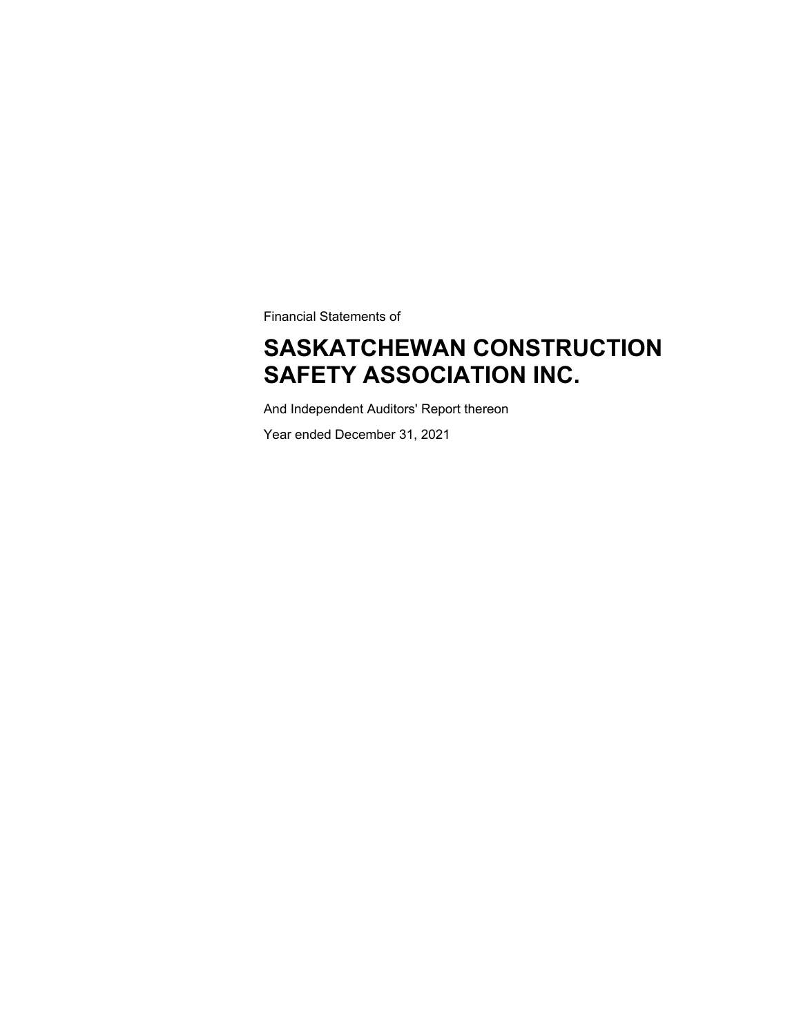Financial Statements of

# SASKATCHEWAN CONSTRUCTION SAFETY ASSOCIATION INC.

And Independent Auditors' Report thereon

Year ended December 31, 2021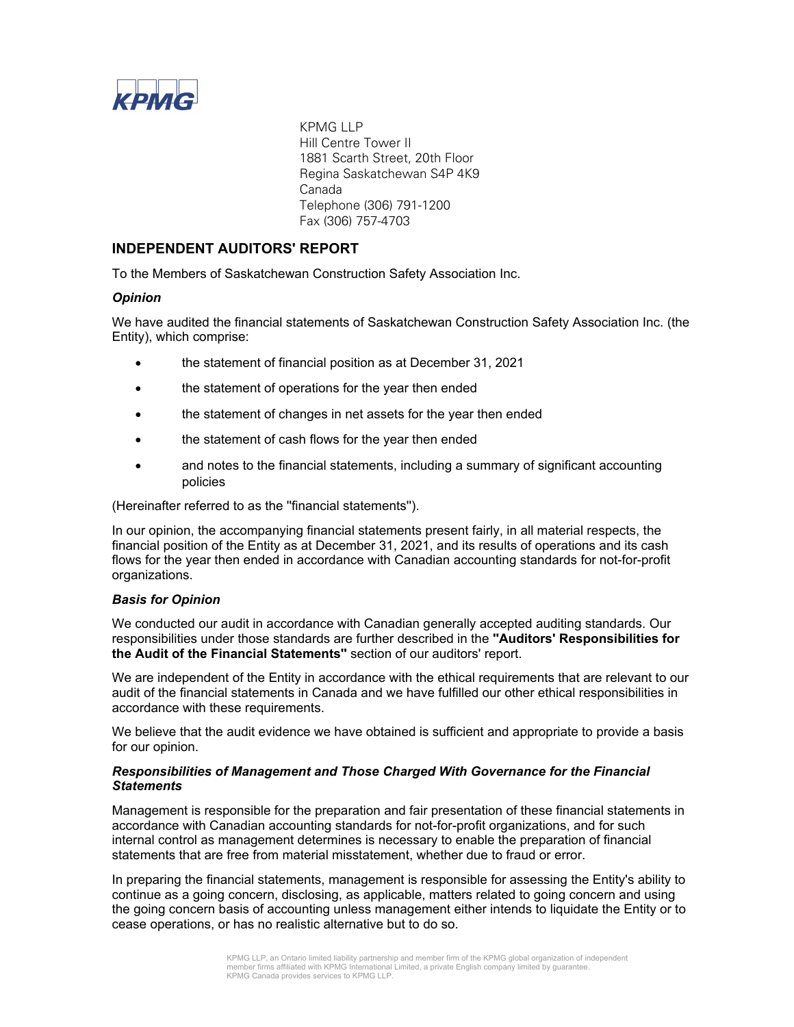KPMG

KPMG LLP
Hill Centre Tower II
1881 Scarth Street, 20th Floor
Regina Saskatchewan S4P 4K9
Canada
Telephone (306) 791-1200
Fax (306) 757-4703

## INDEPENDENT AUDITORS' REPORT

To the Members of Saskatchewan Construction Safety Association Inc.

### *Opinion*

We have audited the financial statements of Saskatchewan Construction Safety Association Inc. (the Entity), which comprise:

- the statement of financial position as at December 31, 2021
- the statement of operations for the year then ended
- the statement of changes in net assets for the year then ended
- the statement of cash flows for the year then ended
- and notes to the financial statements, including a summary of significant accounting policies

(Hereinafter referred to as the "financial statements").

In our opinion, the accompanying financial statements present fairly, in all material respects, the financial position of the Entity as at December 31, 2021, and its results of operations and its cash flows for the year then ended in accordance with Canadian accounting standards for not-for-profit organizations.

### *Basis for Opinion*

We conducted our audit in accordance with Canadian generally accepted auditing standards. Our responsibilities under those standards are further described in the **"Auditors' Responsibilities for the Audit of the Financial Statements"** section of our auditors' report.

We are independent of the Entity in accordance with the ethical requirements that are relevant to our audit of the financial statements in Canada and we have fulfilled our other ethical responsibilities in accordance with these requirements.

We believe that the audit evidence we have obtained is sufficient and appropriate to provide a basis for our opinion.

### *Responsibilities of Management and Those Charged With Governance for the Financial Statements*

Management is responsible for the preparation and fair presentation of these financial statements in accordance with Canadian accounting standards for not-for-profit organizations, and for such internal control as management determines is necessary to enable the preparation of financial statements that are free from material misstatement, whether due to fraud or error.

In preparing the financial statements, management is responsible for assessing the Entity's ability to continue as a going concern, disclosing, as applicable, matters related to going concern and using the going concern basis of accounting unless management either intends to liquidate the Entity or to cease operations, or has no realistic alternative but to do so.

KPMG LLP, an Ontario limited liability partnership and member firm of the KPMG global organization of independent member firms affiliated with KPMG International Limited, a private English company limited by guarantee. KPMG Canada provides services to KPMG LLP.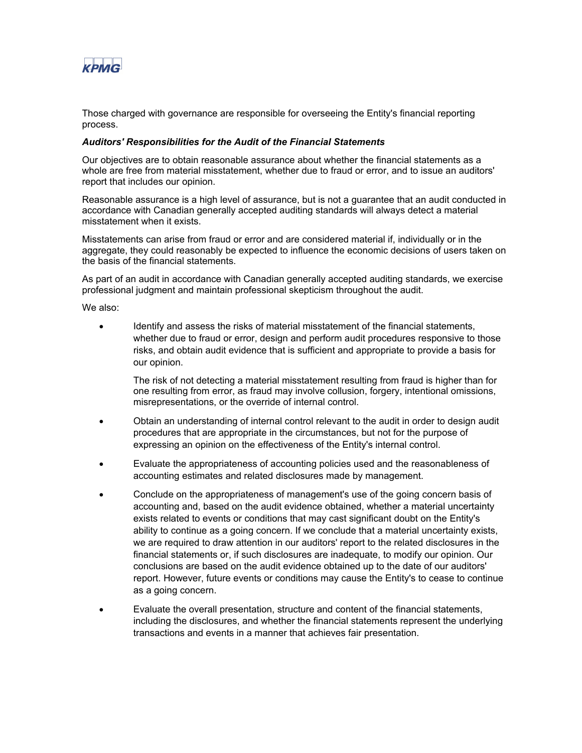Those charged with governance are responsible for overseeing the Entity's financial reporting process.

***Auditors' Responsibilities for the Audit of the Financial Statements***

Our objectives are to obtain reasonable assurance about whether the financial statements as a whole are free from material misstatement, whether due to fraud or error, and to issue an auditors' report that includes our opinion.

Reasonable assurance is a high level of assurance, but is not a guarantee that an audit conducted in accordance with Canadian generally accepted auditing standards will always detect a material misstatement when it exists.

Misstatements can arise from fraud or error and are considered material if, individually or in the aggregate, they could reasonably be expected to influence the economic decisions of users taken on the basis of the financial statements.

As part of an audit in accordance with Canadian generally accepted auditing standards, we exercise professional judgment and maintain professional skepticism throughout the audit.

We also:

- Identify and assess the risks of material misstatement of the financial statements, whether due to fraud or error, design and perform audit procedures responsive to those risks, and obtain audit evidence that is sufficient and appropriate to provide a basis for our opinion.

  The risk of not detecting a material misstatement resulting from fraud is higher than for one resulting from error, as fraud may involve collusion, forgery, intentional omissions, misrepresentations, or the override of internal control.

- Obtain an understanding of internal control relevant to the audit in order to design audit procedures that are appropriate in the circumstances, but not for the purpose of expressing an opinion on the effectiveness of the Entity's internal control.

- Evaluate the appropriateness of accounting policies used and the reasonableness of accounting estimates and related disclosures made by management.

- Conclude on the appropriateness of management's use of the going concern basis of accounting and, based on the audit evidence obtained, whether a material uncertainty exists related to events or conditions that may cast significant doubt on the Entity's ability to continue as a going concern. If we conclude that a material uncertainty exists, we are required to draw attention in our auditors' report to the related disclosures in the financial statements or, if such disclosures are inadequate, to modify our opinion. Our conclusions are based on the audit evidence obtained up to the date of our auditors' report. However, future events or conditions may cause the Entity's to cease to continue as a going concern.

- Evaluate the overall presentation, structure and content of the financial statements, including the disclosures, and whether the financial statements represent the underlying transactions and events in a manner that achieves fair presentation.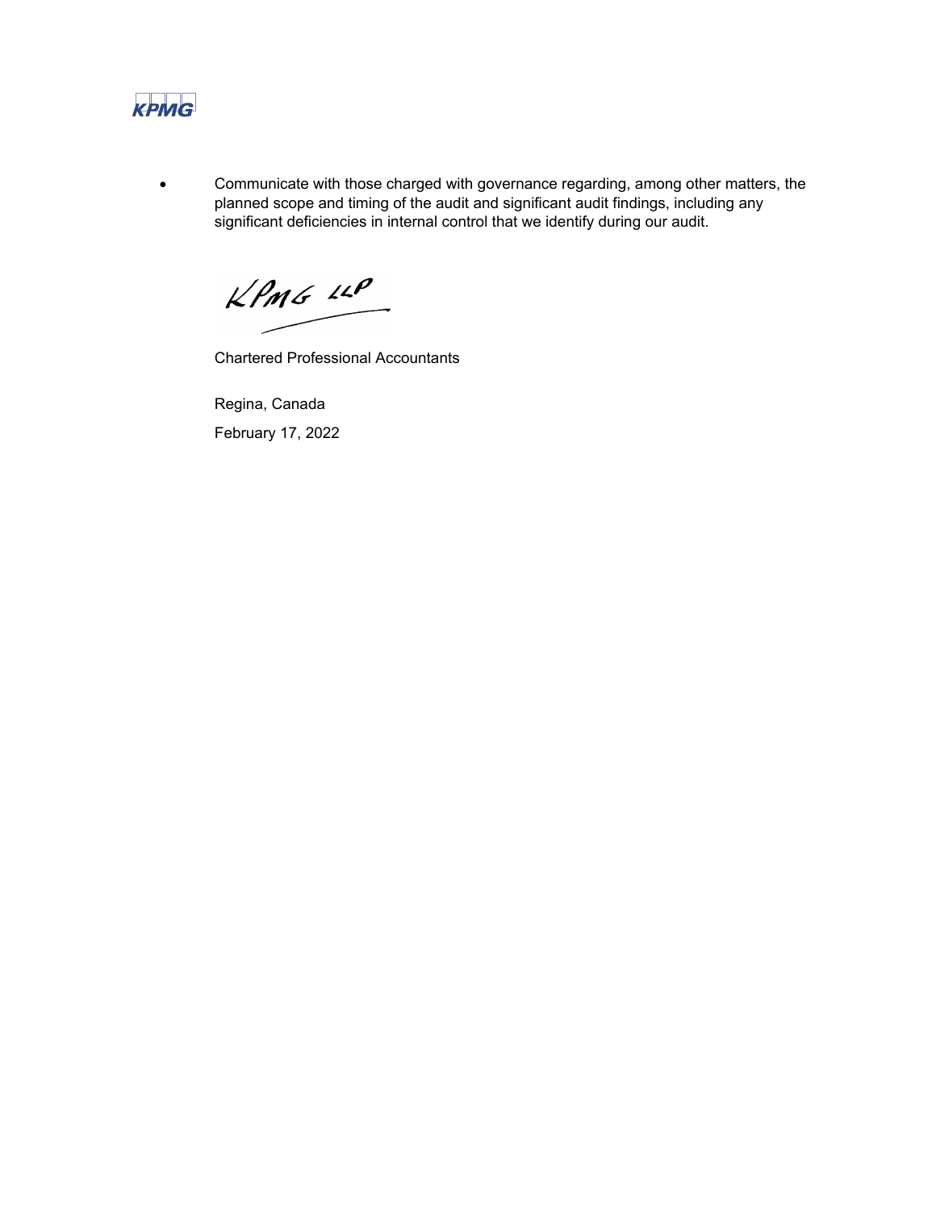- Communicate with those charged with governance regarding, among other matters, the planned scope and timing of the audit and significant audit findings, including any significant deficiencies in internal control that we identify during our audit.

KPMG LLP

Chartered Professional Accountants

Regina, Canada

February 17, 2022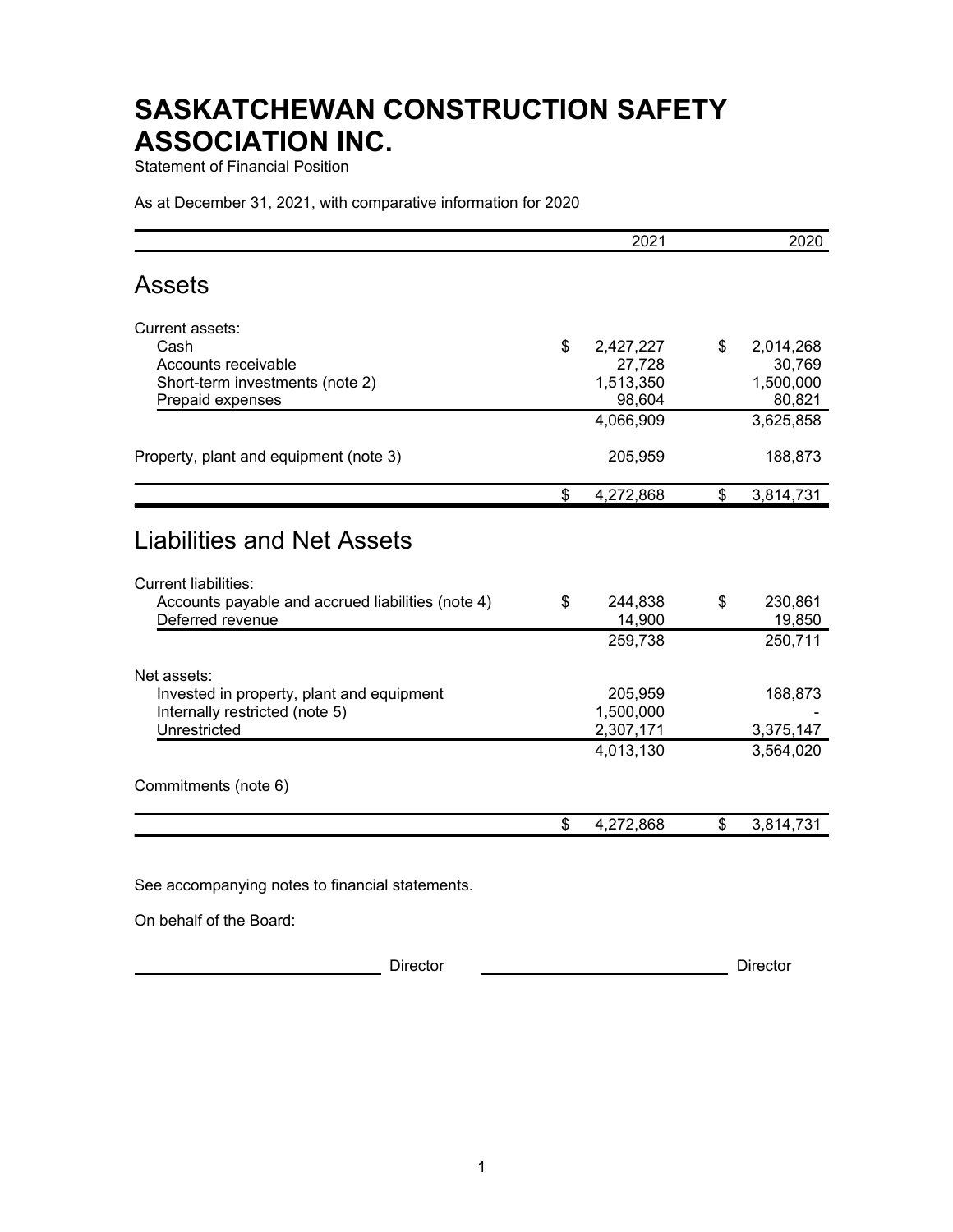# SASKATCHEWAN CONSTRUCTION SAFETY ASSOCIATION INC.

Statement of Financial Position

As at December 31, 2021, with comparative information for 2020

| | 2021 | 2020 |
|---|---|---|
| **Assets** | | |
| Current assets: | | |
| Cash | $ 2,427,227 | $ 2,014,268 |
| Accounts receivable | 27,728 | 30,769 |
| Short-term investments (note 2) | 1,513,350 | 1,500,000 |
| Prepaid expenses | 98,604 | 80,821 |
| | 4,066,909 | 3,625,858 |
| Property, plant and equipment (note 3) | 205,959 | 188,873 |
| | $ 4,272,868 | $ 3,814,731 |
| **Liabilities and Net Assets** | | |
| Current liabilities: | | |
| Accounts payable and accrued liabilities (note 4) | $ 244,838 | $ 230,861 |
| Deferred revenue | 14,900 | 19,850 |
| | 259,738 | 250,711 |
| Net assets: | | |
| Invested in property, plant and equipment | 205,959 | 188,873 |
| Internally restricted (note 5) | 1,500,000 | - |
| Unrestricted | 2,307,171 | 3,375,147 |
| | 4,013,130 | 3,564,020 |
| Commitments (note 6) | | |
| | $ 4,272,868 | $ 3,814,731 |

See accompanying notes to financial statements.

On behalf of the Board:

______________________ Director ______________________ Director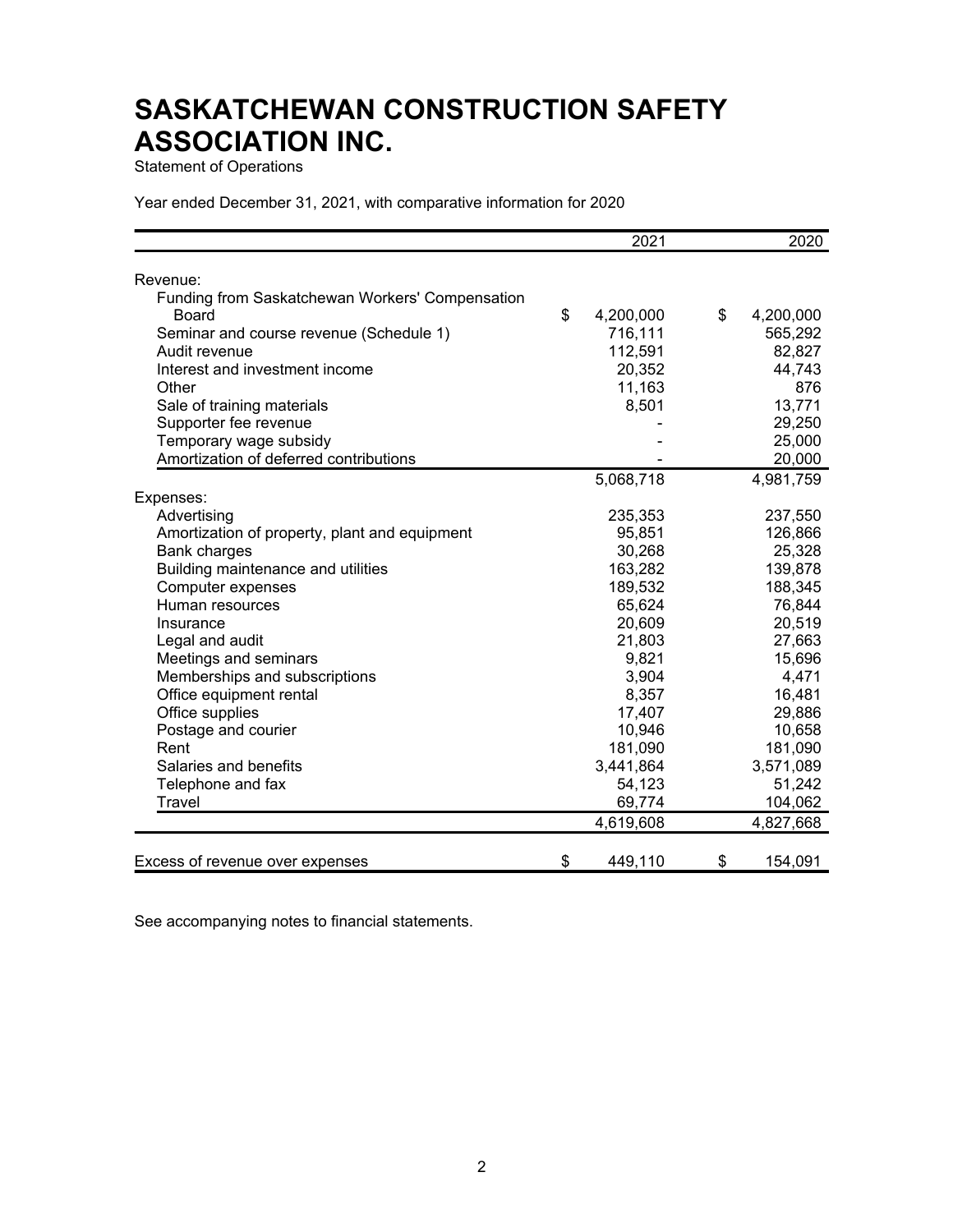# SASKATCHEWAN CONSTRUCTION SAFETY ASSOCIATION INC.

Statement of Operations

Year ended December 31, 2021, with comparative information for 2020

| | 2021 | 2020 |
|---|---|---|
| Revenue: | | |
| Funding from Saskatchewan Workers' Compensation Board | $ 4,200,000 | $ 4,200,000 |
| Seminar and course revenue (Schedule 1) | 716,111 | 565,292 |
| Audit revenue | 112,591 | 82,827 |
| Interest and investment income | 20,352 | 44,743 |
| Other | 11,163 | 876 |
| Sale of training materials | 8,501 | 13,771 |
| Supporter fee revenue | - | 29,250 |
| Temporary wage subsidy | - | 25,000 |
| Amortization of deferred contributions | - | 20,000 |
| | 5,068,718 | 4,981,759 |
| Expenses: | | |
| Advertising | 235,353 | 237,550 |
| Amortization of property, plant and equipment | 95,851 | 126,866 |
| Bank charges | 30,268 | 25,328 |
| Building maintenance and utilities | 163,282 | 139,878 |
| Computer expenses | 189,532 | 188,345 |
| Human resources | 65,624 | 76,844 |
| Insurance | 20,609 | 20,519 |
| Legal and audit | 21,803 | 27,663 |
| Meetings and seminars | 9,821 | 15,696 |
| Memberships and subscriptions | 3,904 | 4,471 |
| Office equipment rental | 8,357 | 16,481 |
| Office supplies | 17,407 | 29,886 |
| Postage and courier | 10,946 | 10,658 |
| Rent | 181,090 | 181,090 |
| Salaries and benefits | 3,441,864 | 3,571,089 |
| Telephone and fax | 54,123 | 51,242 |
| Travel | 69,774 | 104,062 |
| | 4,619,608 | 4,827,668 |
| Excess of revenue over expenses | $ 449,110 | $ 154,091 |

See accompanying notes to financial statements.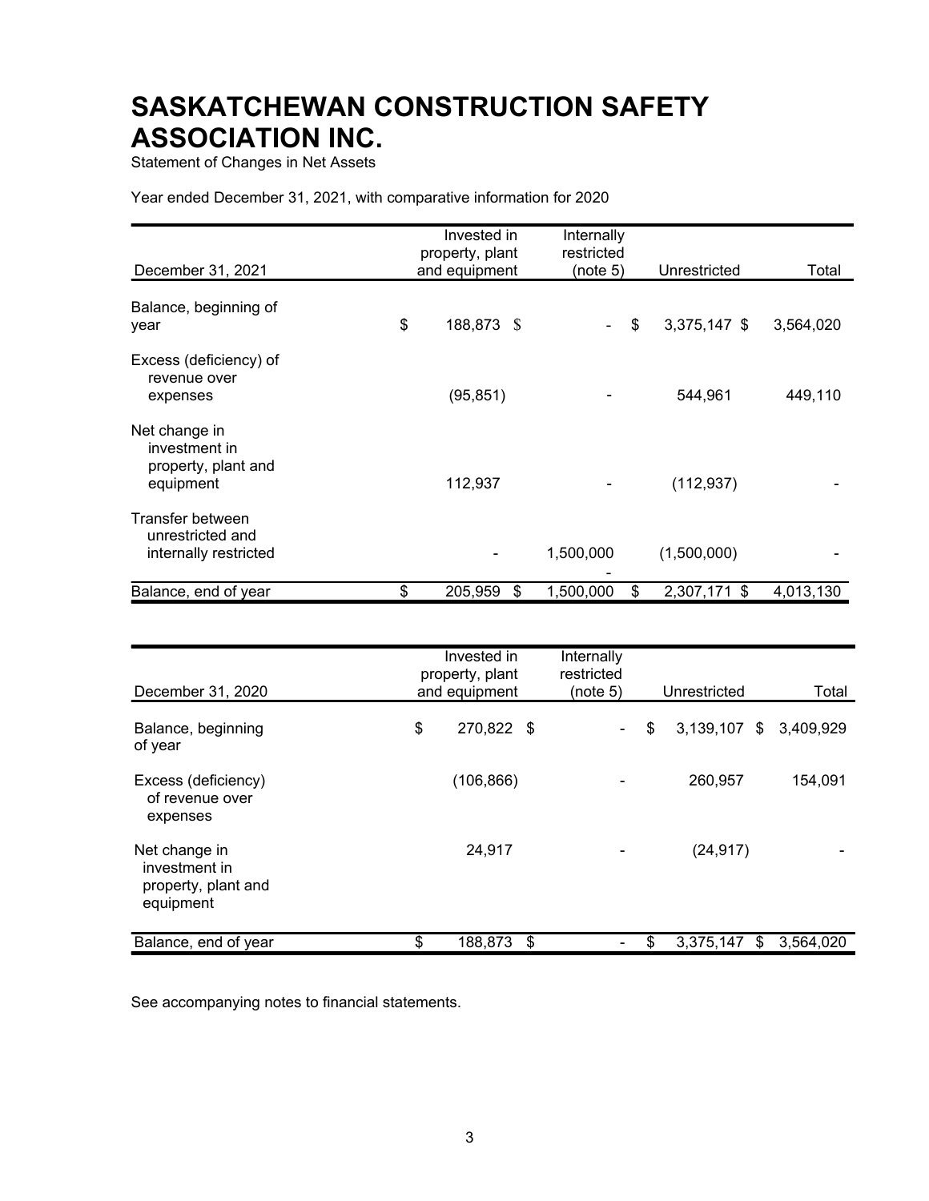# SASKATCHEWAN CONSTRUCTION SAFETY ASSOCIATION INC.

Statement of Changes in Net Assets

Year ended December 31, 2021, with comparative information for 2020

| December 31, 2021 | Invested in property, plant and equipment | Internally restricted (note 5) | Unrestricted | Total |
|---|---|---|---|---|
| Balance, beginning of year | $ 188,873 | $ - | $ 3,375,147 | $ 3,564,020 |
| Excess (deficiency) of revenue over expenses | (95,851) | - | 544,961 | 449,110 |
| Net change in investment in property, plant and equipment | 112,937 | - | (112,937) | - |
| Transfer between unrestricted and internally restricted | - | 1,500,000 | (1,500,000) | - |
| Balance, end of year | $ 205,959 | $ 1,500,000 | $ 2,307,171 | $ 4,013,130 |

| December 31, 2020 | Invested in property, plant and equipment | Internally restricted (note 5) | Unrestricted | Total |
|---|---|---|---|---|
| Balance, beginning of year | $ 270,822 | $ - | $ 3,139,107 | $ 3,409,929 |
| Excess (deficiency) of revenue over expenses | (106,866) | - | 260,957 | 154,091 |
| Net change in investment in property, plant and equipment | 24,917 | - | (24,917) | - |
| Balance, end of year | $ 188,873 | $ - | $ 3,375,147 | $ 3,564,020 |

See accompanying notes to financial statements.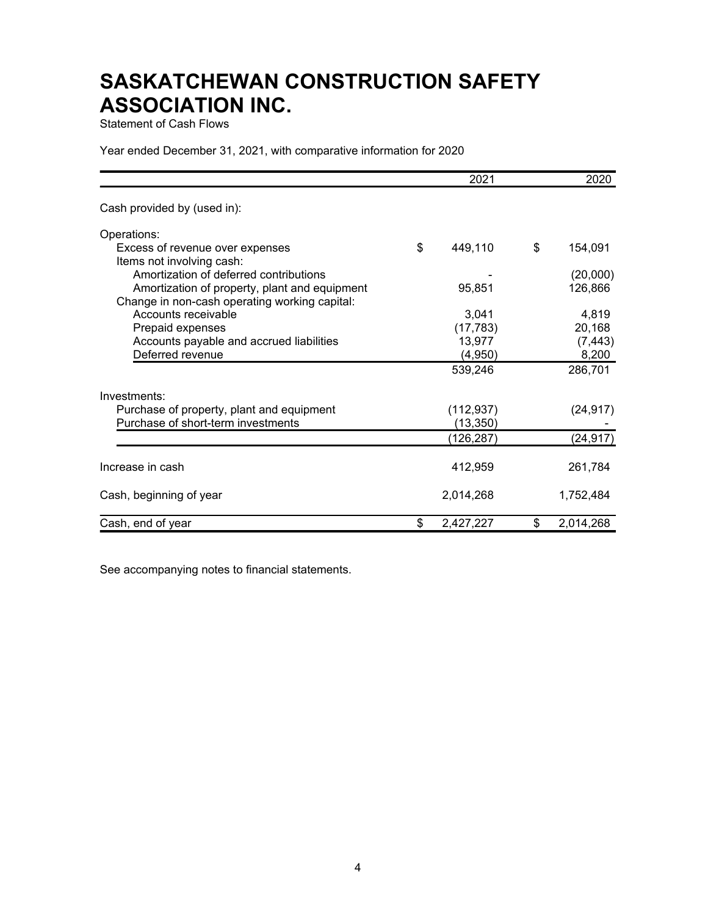# SASKATCHEWAN CONSTRUCTION SAFETY ASSOCIATION INC.

Statement of Cash Flows

Year ended December 31, 2021, with comparative information for 2020

| | 2021 | 2020 |
|---|---|---|
| Cash provided by (used in): | | |
| Operations: | | |
| Excess of revenue over expenses | $ 449,110 | $ 154,091 |
| Items not involving cash: | | |
| Amortization of deferred contributions | - | (20,000) |
| Amortization of property, plant and equipment | 95,851 | 126,866 |
| Change in non-cash operating working capital: | | |
| Accounts receivable | 3,041 | 4,819 |
| Prepaid expenses | (17,783) | 20,168 |
| Accounts payable and accrued liabilities | 13,977 | (7,443) |
| Deferred revenue | (4,950) | 8,200 |
| | 539,246 | 286,701 |
| Investments: | | |
| Purchase of property, plant and equipment | (112,937) | (24,917) |
| Purchase of short-term investments | (13,350) | - |
| | (126,287) | (24,917) |
| Increase in cash | 412,959 | 261,784 |
| Cash, beginning of year | 2,014,268 | 1,752,484 |
| Cash, end of year | $ 2,427,227 | $ 2,014,268 |

See accompanying notes to financial statements.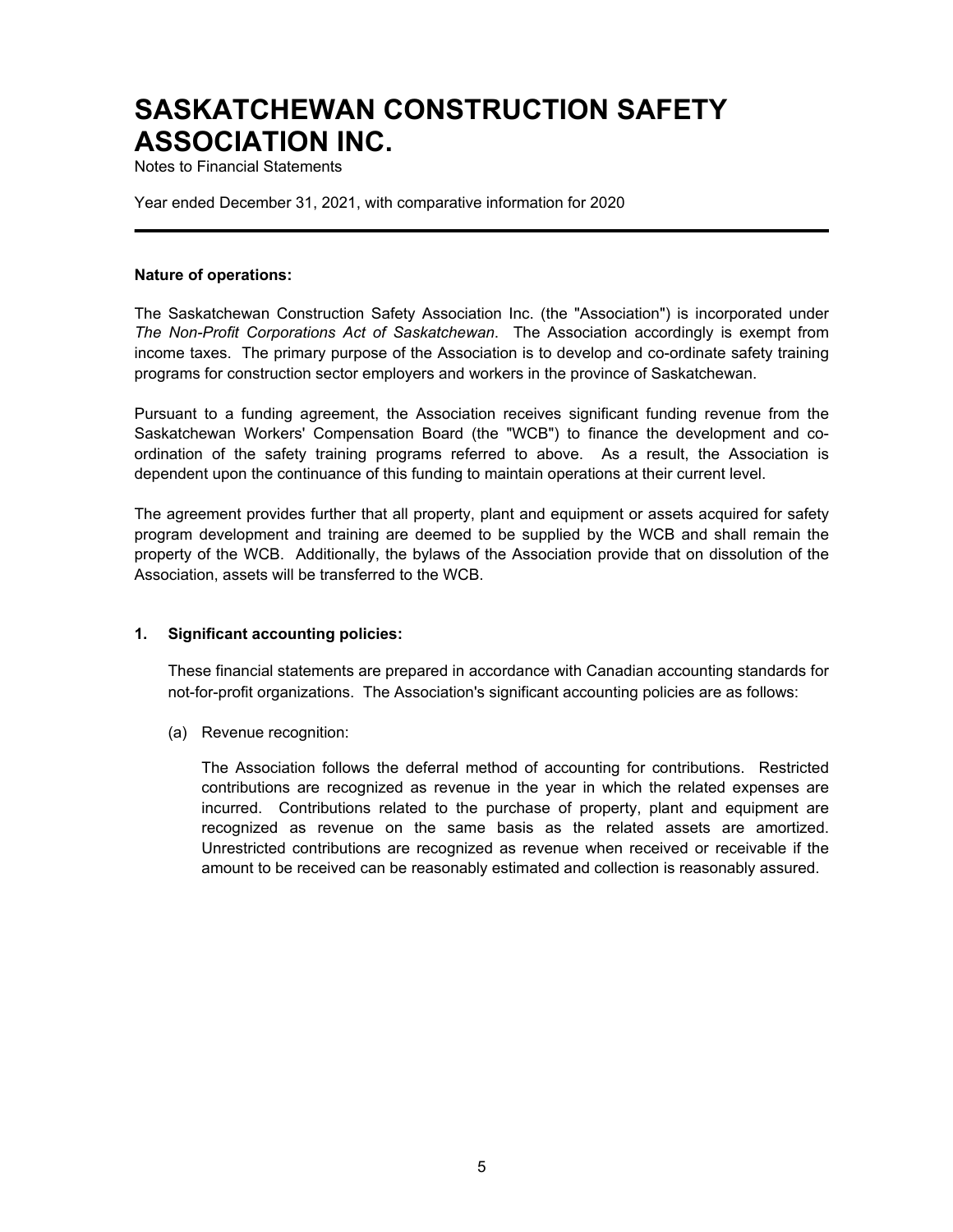# SASKATCHEWAN CONSTRUCTION SAFETY ASSOCIATION INC.

Notes to Financial Statements

Year ended December 31, 2021, with comparative information for 2020

---

**Nature of operations:**

The Saskatchewan Construction Safety Association Inc. (the "Association") is incorporated under *The Non-Profit Corporations Act of Saskatchewan*. The Association accordingly is exempt from income taxes. The primary purpose of the Association is to develop and co-ordinate safety training programs for construction sector employers and workers in the province of Saskatchewan.

Pursuant to a funding agreement, the Association receives significant funding revenue from the Saskatchewan Workers' Compensation Board (the "WCB") to finance the development and co-ordination of the safety training programs referred to above. As a result, the Association is dependent upon the continuance of this funding to maintain operations at their current level.

The agreement provides further that all property, plant and equipment or assets acquired for safety program development and training are deemed to be supplied by the WCB and shall remain the property of the WCB. Additionally, the bylaws of the Association provide that on dissolution of the Association, assets will be transferred to the WCB.

**1. Significant accounting policies:**

These financial statements are prepared in accordance with Canadian accounting standards for not-for-profit organizations. The Association's significant accounting policies are as follows:

(a) Revenue recognition:

The Association follows the deferral method of accounting for contributions. Restricted contributions are recognized as revenue in the year in which the related expenses are incurred. Contributions related to the purchase of property, plant and equipment are recognized as revenue on the same basis as the related assets are amortized. Unrestricted contributions are recognized as revenue when received or receivable if the amount to be received can be reasonably estimated and collection is reasonably assured.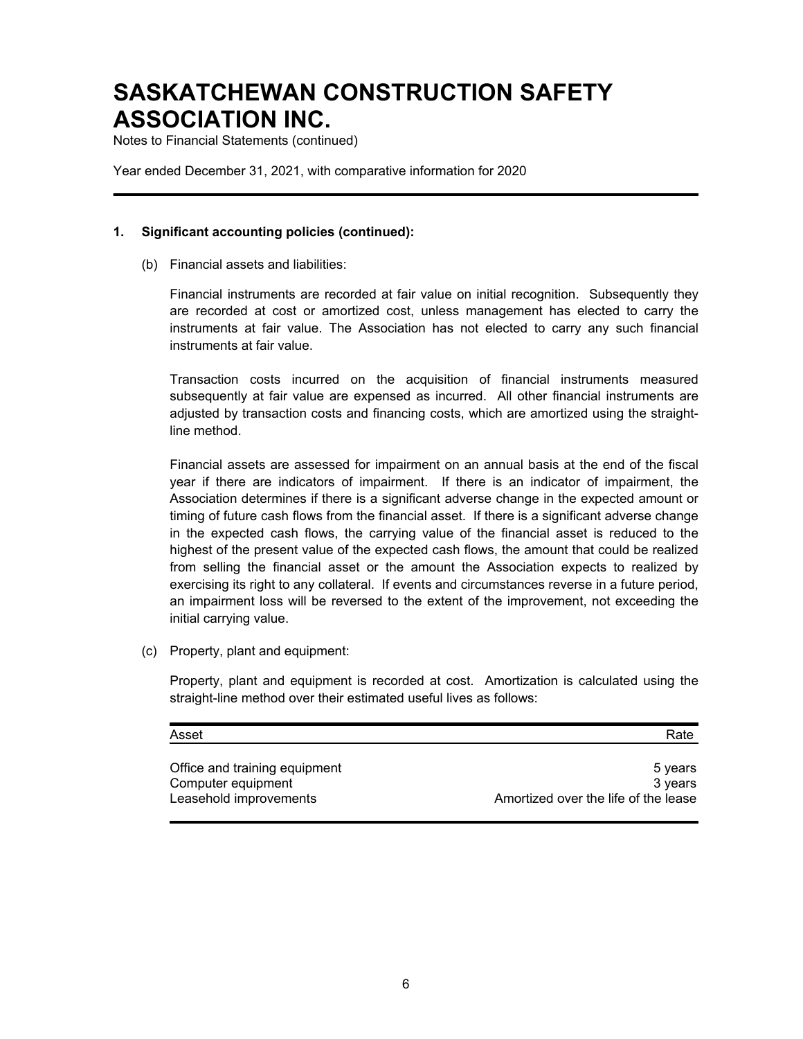# SASKATCHEWAN CONSTRUCTION SAFETY ASSOCIATION INC.

Notes to Financial Statements (continued)

Year ended December 31, 2021, with comparative information for 2020

**1. Significant accounting policies (continued):**

(b) Financial assets and liabilities:

Financial instruments are recorded at fair value on initial recognition. Subsequently they are recorded at cost or amortized cost, unless management has elected to carry the instruments at fair value. The Association has not elected to carry any such financial instruments at fair value.

Transaction costs incurred on the acquisition of financial instruments measured subsequently at fair value are expensed as incurred. All other financial instruments are adjusted by transaction costs and financing costs, which are amortized using the straight-line method.

Financial assets are assessed for impairment on an annual basis at the end of the fiscal year if there are indicators of impairment. If there is an indicator of impairment, the Association determines if there is a significant adverse change in the expected amount or timing of future cash flows from the financial asset. If there is a significant adverse change in the expected cash flows, the carrying value of the financial asset is reduced to the highest of the present value of the expected cash flows, the amount that could be realized from selling the financial asset or the amount the Association expects to realized by exercising its right to any collateral. If events and circumstances reverse in a future period, an impairment loss will be reversed to the extent of the improvement, not exceeding the initial carrying value.

(c) Property, plant and equipment:

Property, plant and equipment is recorded at cost. Amortization is calculated using the straight-line method over their estimated useful lives as follows:

| Asset | Rate |
|---|---|
| Office and training equipment | 5 years |
| Computer equipment | 3 years |
| Leasehold improvements | Amortized over the life of the lease |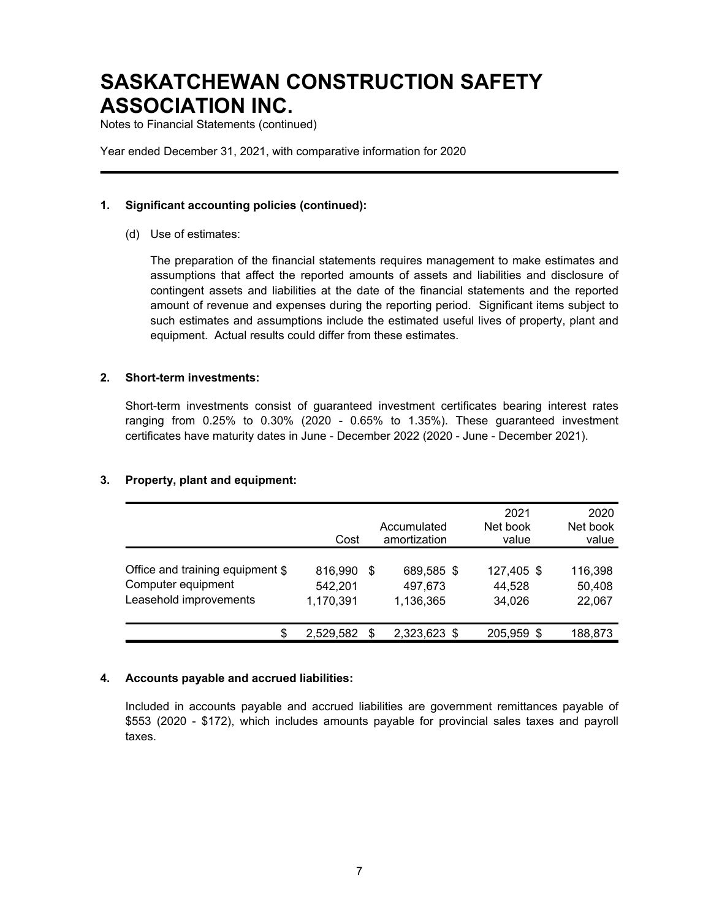# SASKATCHEWAN CONSTRUCTION SAFETY ASSOCIATION INC.

Notes to Financial Statements (continued)

Year ended December 31, 2021, with comparative information for 2020

---

**1. Significant accounting policies (continued):**

(d) Use of estimates:

The preparation of the financial statements requires management to make estimates and assumptions that affect the reported amounts of assets and liabilities and disclosure of contingent assets and liabilities at the date of the financial statements and the reported amount of revenue and expenses during the reporting period. Significant items subject to such estimates and assumptions include the estimated useful lives of property, plant and equipment. Actual results could differ from these estimates.

**2. Short-term investments:**

Short-term investments consist of guaranteed investment certificates bearing interest rates ranging from 0.25% to 0.30% (2020 - 0.65% to 1.35%). These guaranteed investment certificates have maturity dates in June - December 2022 (2020 - June - December 2021).

**3. Property, plant and equipment:**

| | Cost | Accumulated amortization | 2021 Net book value | 2020 Net book value |
|---|---|---|---|---|
| Office and training equipment | $ 816,990 | $ 689,585 | $ 127,405 | $ 116,398 |
| Computer equipment | 542,201 | 497,673 | 44,528 | 50,408 |
| Leasehold improvements | 1,170,391 | 1,136,365 | 34,026 | 22,067 |
| | $ 2,529,582 | $ 2,323,623 | $ 205,959 | $ 188,873 |

**4. Accounts payable and accrued liabilities:**

Included in accounts payable and accrued liabilities are government remittances payable of $553 (2020 - $172), which includes amounts payable for provincial sales taxes and payroll taxes.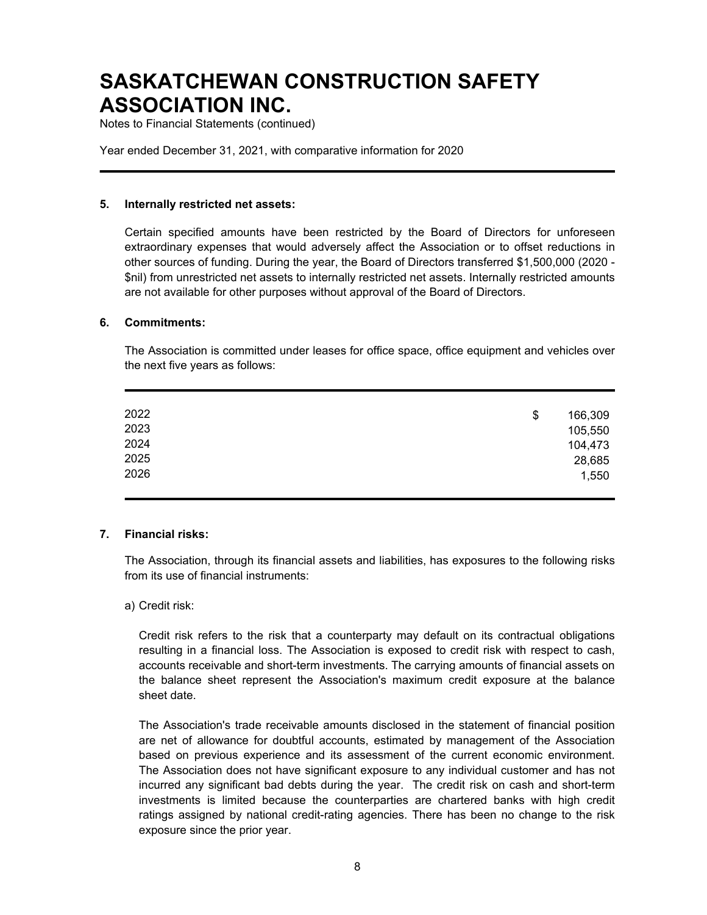# SASKATCHEWAN CONSTRUCTION SAFETY ASSOCIATION INC.

Notes to Financial Statements (continued)

Year ended December 31, 2021, with comparative information for 2020

**5. Internally restricted net assets:**

Certain specified amounts have been restricted by the Board of Directors for unforeseen extraordinary expenses that would adversely affect the Association or to offset reductions in other sources of funding. During the year, the Board of Directors transferred $1,500,000 (2020 - $nil) from unrestricted net assets to internally restricted net assets. Internally restricted amounts are not available for other purposes without approval of the Board of Directors.

**6. Commitments:**

The Association is committed under leases for office space, office equipment and vehicles over the next five years as follows:

| | |
|---|---|
| 2022 | $ 166,309 |
| 2023 | 105,550 |
| 2024 | 104,473 |
| 2025 | 28,685 |
| 2026 | 1,550 |

**7. Financial risks:**

The Association, through its financial assets and liabilities, has exposures to the following risks from its use of financial instruments:

a) Credit risk:

Credit risk refers to the risk that a counterparty may default on its contractual obligations resulting in a financial loss. The Association is exposed to credit risk with respect to cash, accounts receivable and short-term investments. The carrying amounts of financial assets on the balance sheet represent the Association's maximum credit exposure at the balance sheet date.

The Association's trade receivable amounts disclosed in the statement of financial position are net of allowance for doubtful accounts, estimated by management of the Association based on previous experience and its assessment of the current economic environment. The Association does not have significant exposure to any individual customer and has not incurred any significant bad debts during the year. The credit risk on cash and short-term investments is limited because the counterparties are chartered banks with high credit ratings assigned by national credit-rating agencies. There has been no change to the risk exposure since the prior year.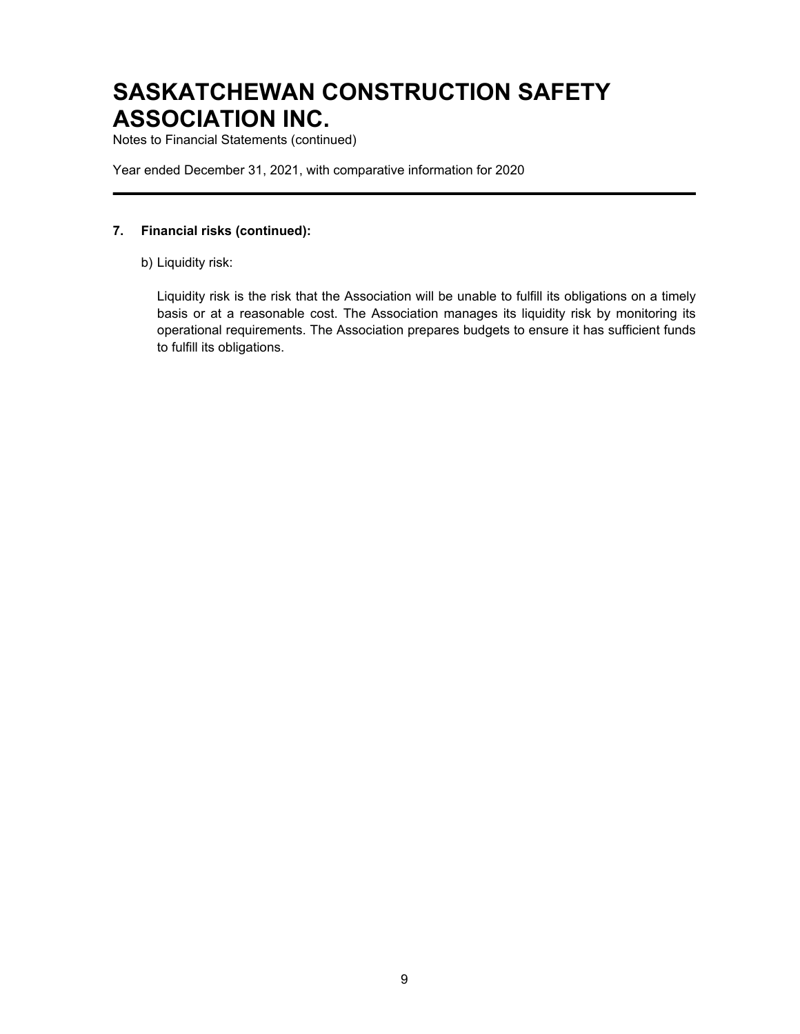# SASKATCHEWAN CONSTRUCTION SAFETY ASSOCIATION INC.

Notes to Financial Statements (continued)

Year ended December 31, 2021, with comparative information for 2020

---

## 7. Financial risks (continued):

b) Liquidity risk:

Liquidity risk is the risk that the Association will be unable to fulfill its obligations on a timely basis or at a reasonable cost. The Association manages its liquidity risk by monitoring its operational requirements. The Association prepares budgets to ensure it has sufficient funds to fulfill its obligations.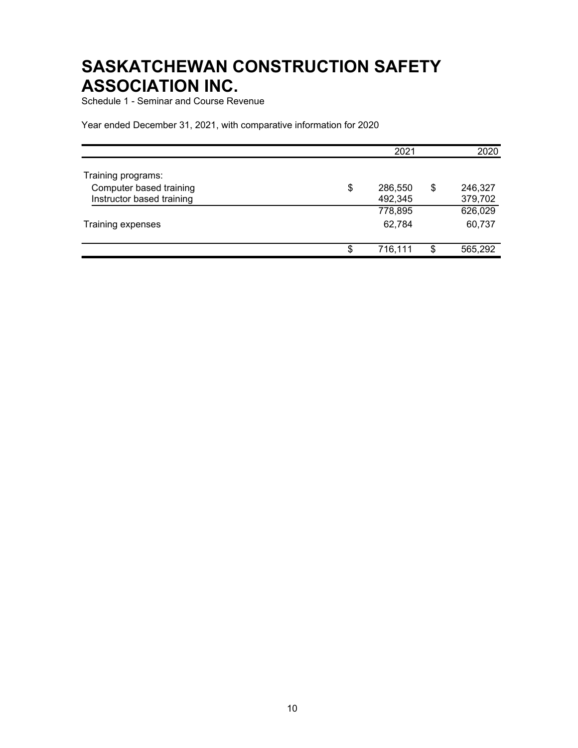# SASKATCHEWAN CONSTRUCTION SAFETY ASSOCIATION INC.

Schedule 1 - Seminar and Course Revenue

Year ended December 31, 2021, with comparative information for 2020

| | 2021 | 2020 |
|---|---|---|
| Training programs: | | |
| Computer based training | $ 286,550 | $ 246,327 |
| Instructor based training | 492,345 | 379,702 |
| | 778,895 | 626,029 |
| Training expenses | 62,784 | 60,737 |
| | $ 716,111 | $ 565,292 |